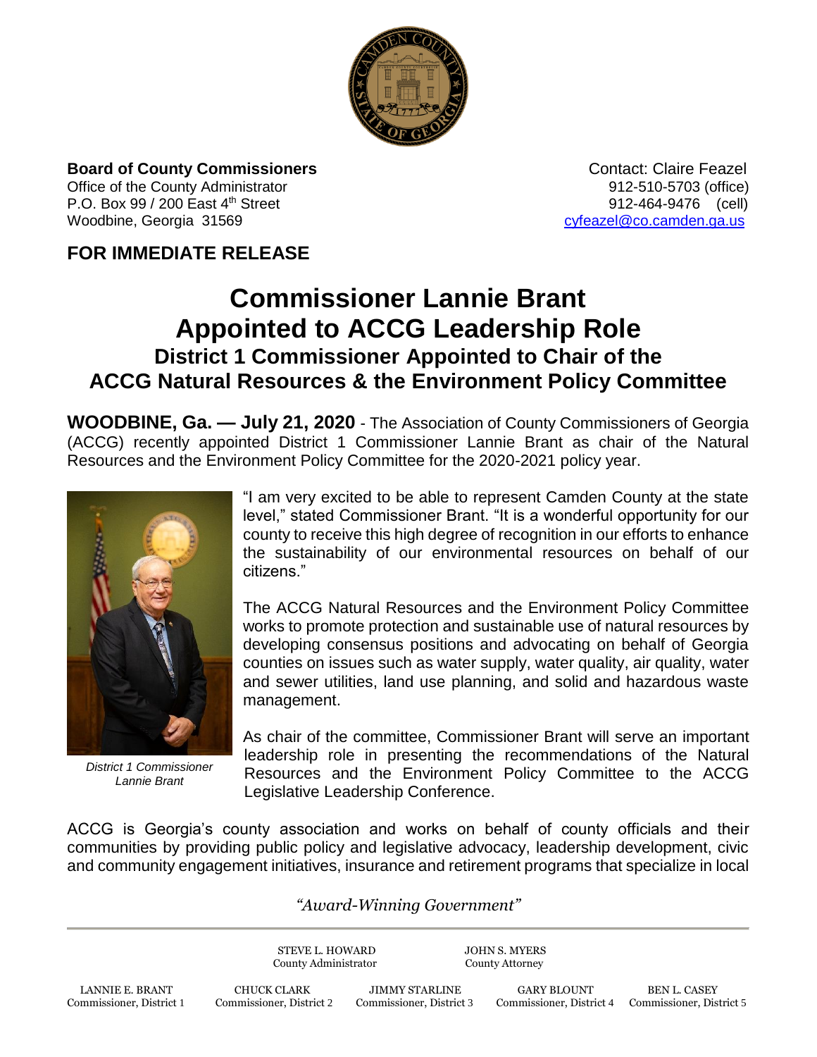**Board of County Commissioners**
Office of the County Administrator
P.O. Box 99 / 200 East 4th Street
Woodbine, Georgia 31569

Contact: Claire Feazel
912-510-5703 (office)
912-464-9476 (cell)
cyfeazel@co.camden.ga.us

## FOR IMMEDIATE RELEASE

# Commissioner Lannie Brant Appointed to ACCG Leadership Role

## District 1 Commissioner Appointed to Chair of the ACCG Natural Resources & the Environment Policy Committee

**WOODBINE, Ga. — July 21, 2020** - The Association of County Commissioners of Georgia (ACCG) recently appointed District 1 Commissioner Lannie Brant as chair of the Natural Resources and the Environment Policy Committee for the 2020-2021 policy year.

*District 1 Commissioner Lannie Brant*

"I am very excited to be able to represent Camden County at the state level," stated Commissioner Brant. "It is a wonderful opportunity for our county to receive this high degree of recognition in our efforts to enhance the sustainability of our environmental resources on behalf of our citizens."

The ACCG Natural Resources and the Environment Policy Committee works to promote protection and sustainable use of natural resources by developing consensus positions and advocating on behalf of Georgia counties on issues such as water supply, water quality, air quality, water and sewer utilities, land use planning, and solid and hazardous waste management.

As chair of the committee, Commissioner Brant will serve an important leadership role in presenting the recommendations of the Natural Resources and the Environment Policy Committee to the ACCG Legislative Leadership Conference.

ACCG is Georgia's county association and works on behalf of county officials and their communities by providing public policy and legislative advocacy, leadership development, civic and community engagement initiatives, insurance and retirement programs that specialize in local

*"Award-Winning Government"*

STEVE L. HOWARD, County Administrator
JOHN S. MYERS, County Attorney

LANNIE E. BRANT, Commissioner, District 1
CHUCK CLARK, Commissioner, District 2
JIMMY STARLINE, Commissioner, District 3
GARY BLOUNT, Commissioner, District 4
BEN L. CASEY, Commissioner, District 5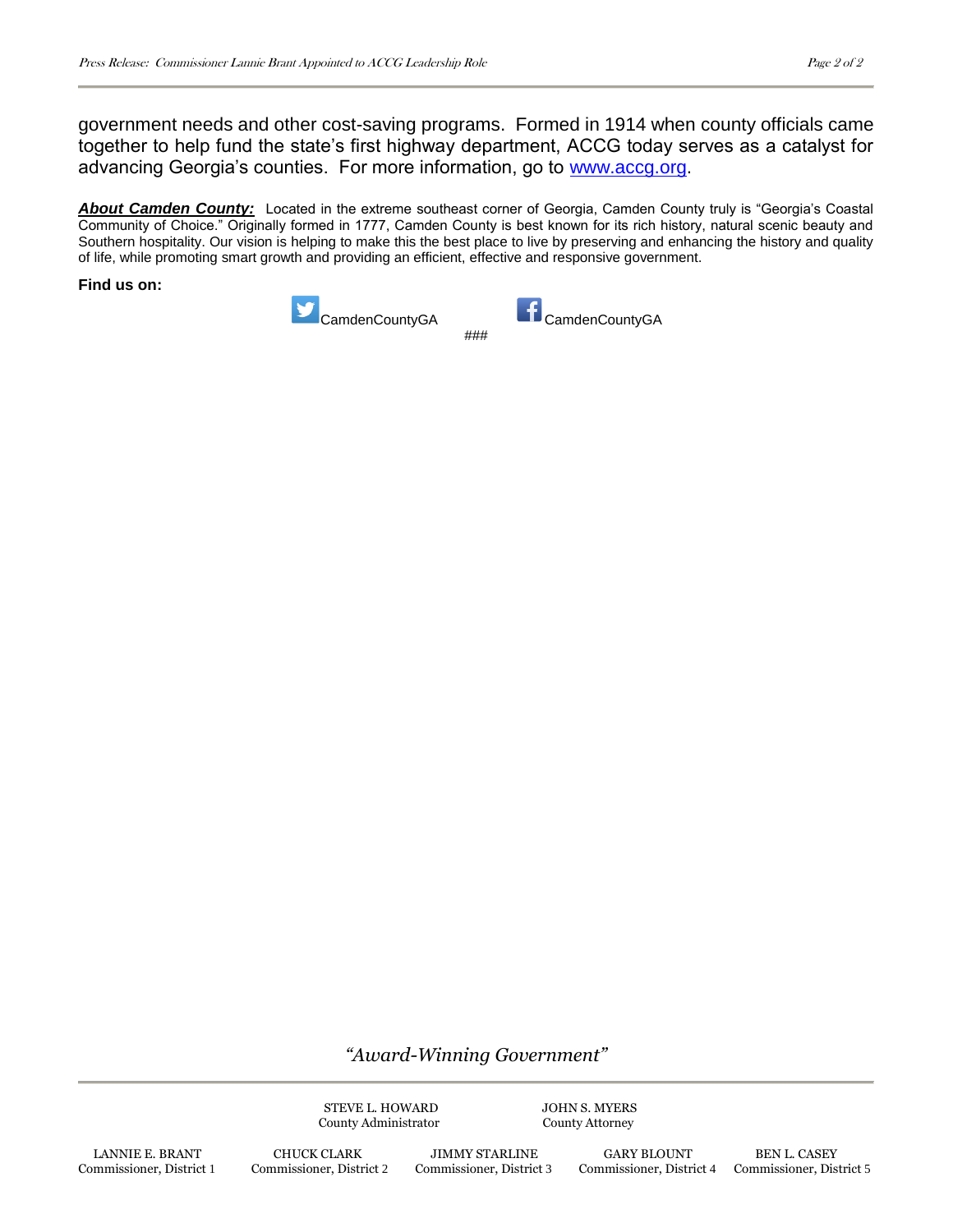government needs and other cost-saving programs. Formed in 1914 when county officials came together to help fund the state's first highway department, ACCG today serves as a catalyst for advancing Georgia's counties. For more information, go to www.accg.org.

***About Camden County:*** Located in the extreme southeast corner of Georgia, Camden County truly is "Georgia's Coastal Community of Choice." Originally formed in 1777, Camden County is best known for its rich history, natural scenic beauty and Southern hospitality. Our vision is helping to make this the best place to live by preserving and enhancing the history and quality of life, while promoting smart growth and providing an efficient, effective and responsive government.

**Find us on:**

CamdenCountyGA CamdenCountyGA

###

*"Award-Winning Government"*

STEVE L. HOWARD
County Administrator

JOHN S. MYERS
County Attorney

LANNIE E. BRANT
Commissioner, District 1

CHUCK CLARK
Commissioner, District 2

JIMMY STARLINE
Commissioner, District 3

GARY BLOUNT
Commissioner, District 4

BEN L. CASEY
Commissioner, District 5